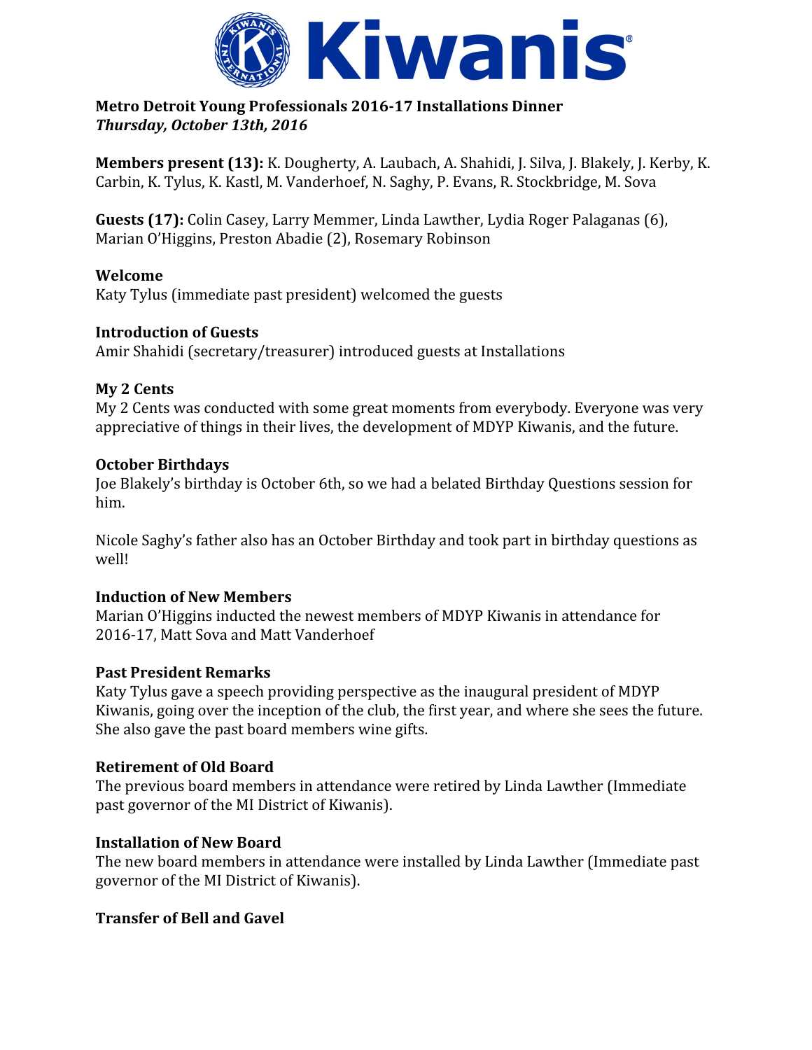**Metro Detroit Young Professionals 2016-17 Installations Dinner**
***Thursday, October 13th, 2016***

**Members present (13):** K. Dougherty, A. Laubach, A. Shahidi, J. Silva, J. Blakely, J. Kerby, K. Carbin, K. Tylus, K. Kastl, M. Vanderhoef, N. Saghy, P. Evans, R. Stockbridge, M. Sova

**Guests (17):** Colin Casey, Larry Memmer, Linda Lawther, Lydia Roger Palaganas (6), Marian O'Higgins, Preston Abadie (2), Rosemary Robinson

**Welcome**
Katy Tylus (immediate past president) welcomed the guests

**Introduction of Guests**
Amir Shahidi (secretary/treasurer) introduced guests at Installations

**My 2 Cents**
My 2 Cents was conducted with some great moments from everybody. Everyone was very appreciative of things in their lives, the development of MDYP Kiwanis, and the future.

**October Birthdays**
Joe Blakely's birthday is October 6th, so we had a belated Birthday Questions session for him.

Nicole Saghy's father also has an October Birthday and took part in birthday questions as well!

**Induction of New Members**
Marian O'Higgins inducted the newest members of MDYP Kiwanis in attendance for 2016-17, Matt Sova and Matt Vanderhoef

**Past President Remarks**
Katy Tylus gave a speech providing perspective as the inaugural president of MDYP Kiwanis, going over the inception of the club, the first year, and where she sees the future. She also gave the past board members wine gifts.

**Retirement of Old Board**
The previous board members in attendance were retired by Linda Lawther (Immediate past governor of the MI District of Kiwanis).

**Installation of New Board**
The new board members in attendance were installed by Linda Lawther (Immediate past governor of the MI District of Kiwanis).

**Transfer of Bell and Gavel**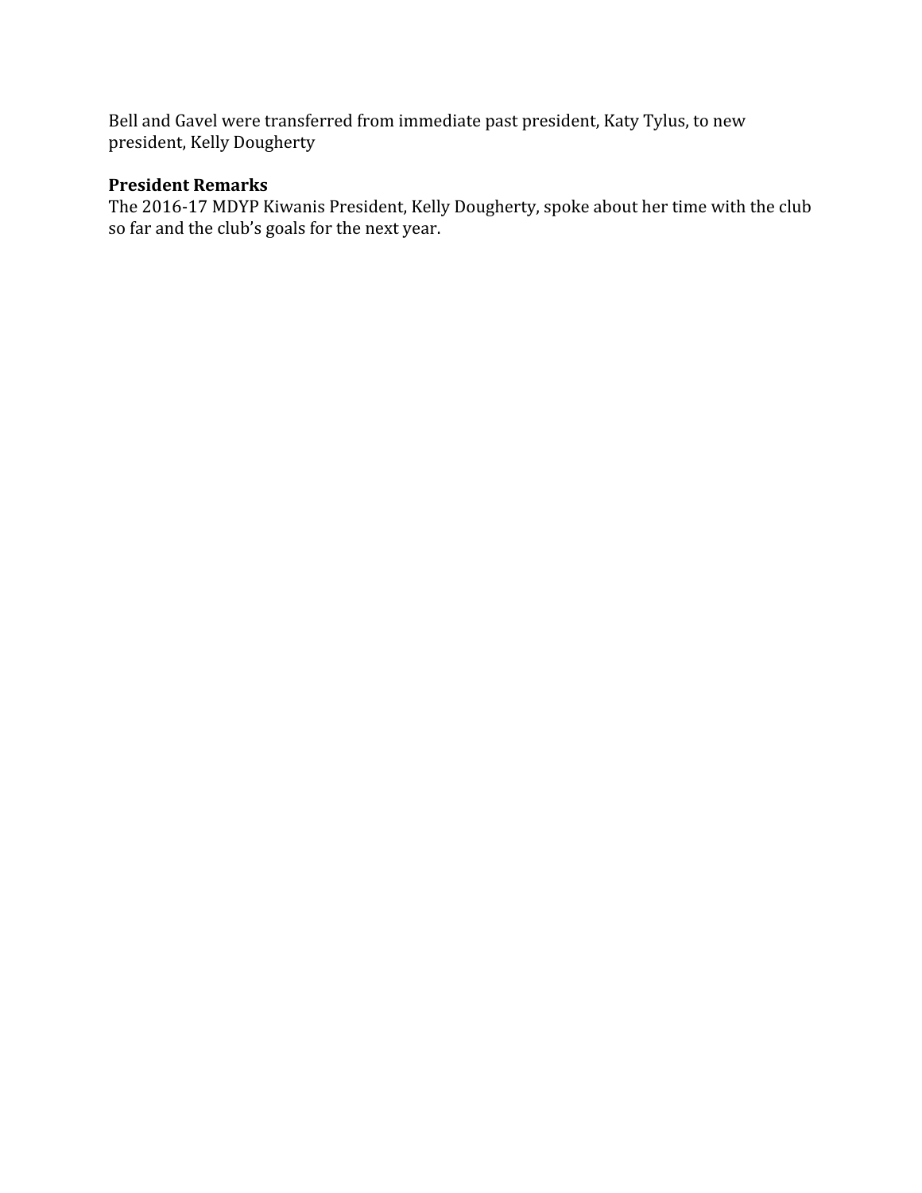Bell and Gavel were transferred from immediate past president, Katy Tylus, to new president, Kelly Dougherty

**President Remarks**

The 2016-17 MDYP Kiwanis President, Kelly Dougherty, spoke about her time with the club so far and the club's goals for the next year.